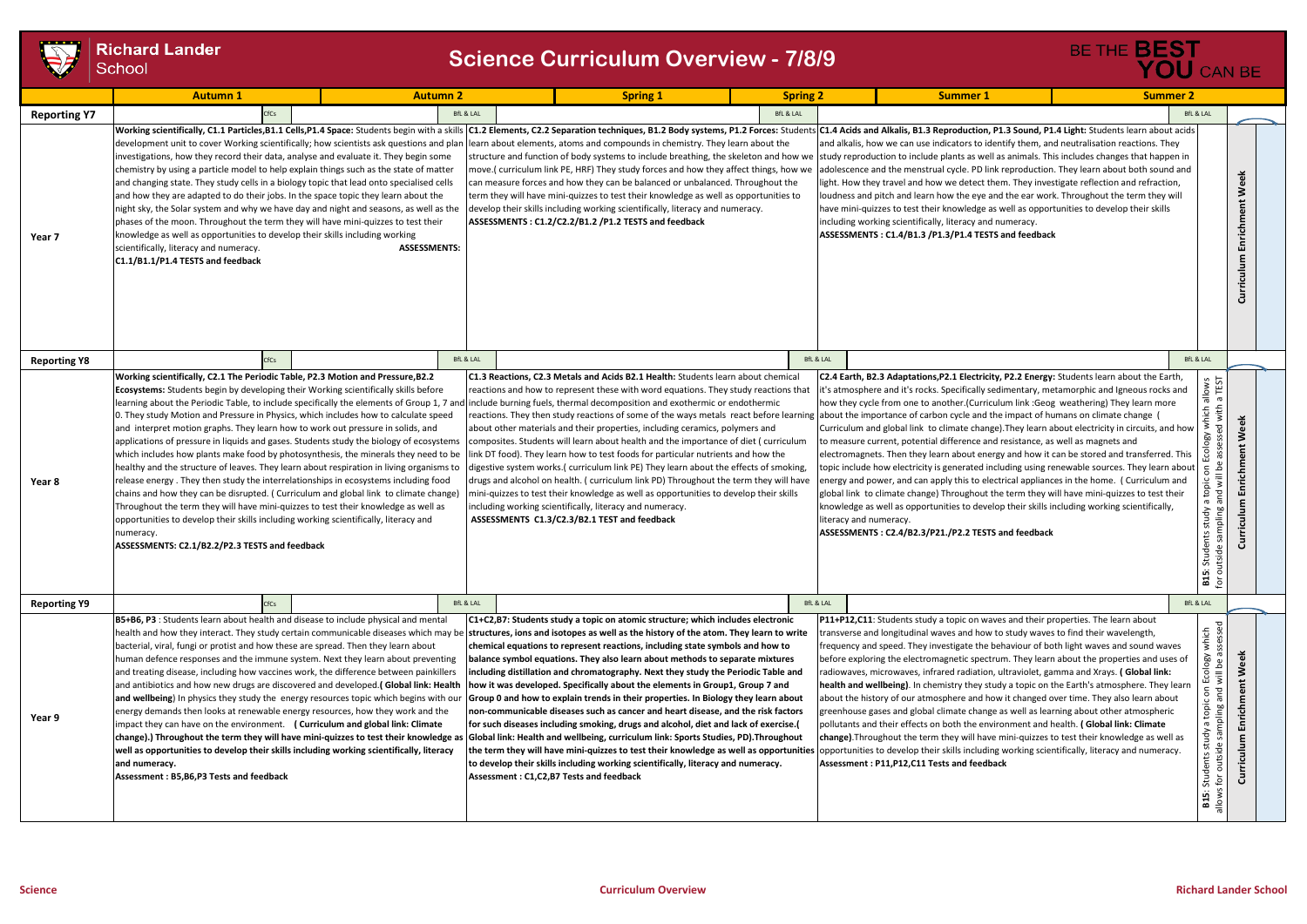# Science Curriculum Overview - 7/8/9

Richard Lander School — BE THE BEST YOU CAN BE

| | Autumn 1 | Autumn 2 | Spring 1 | Spring 2 | Summer 1 | Summer 2 | |
|---|---|---|---|---|---|---|---|
| **Reporting Y7** | CfCs | BfL & LAL | | BfL & LAL | | BfL & LAL | |
| **Year 7** | **Working scientifically, C1.1 Particles,B1.1 Cells,P1.4 Space:** Students begin with a skills development unit to cover Working scientifically; how scientists ask questions and plan investigations, how they record their data, analyse and evaluate it. They begin some chemistry by using a particle model to help explain things such as the state of matter and changing state. They study cells in a biology topic that lead onto specialised cells and how they are adapted to do their jobs. In the space topic they learn about the night sky, the Solar system and why we have day and night and seasons, as well as the phases of the moon. Throughout the term they will have mini-quizzes to test their knowledge as well as opportunities to develop their skills including working scientifically, literacy and numeracy. **ASSESSMENTS: C1.1/B1.1/P1.4 TESTS and feedback** | | **C1.2 Elements, C2.2 Separation techniques, B1.2 Body systems, P1.2 Forces:** Students learn about elements, atoms and compounds in chemistry. They learn about the structure and function of body systems to include breathing, the skeleton and how we move.( curriculum link PE, HRF) They study forces and how they affect things, how we can measure forces and how they can be balanced or unbalanced. Throughout the term they will have mini-quizzes to test their knowledge as well as opportunities to develop their skills including working scientifically, literacy and numeracy. **ASSESSMENTS : C1.2/C2.2/B1.2 /P1.2 TESTS and feedback** | | **C1.4 Acids and Alkalis, B1.3 Reproduction, P1.3 Sound, P1.4 Light:** Students learn about acids and alkalis, how we can use indicators to identify them, and neutralisation reactions. They study reproduction to include plants as well as animals. This includes changes that happen in adolescence and the menstrual cycle. PD link reproduction. They learn about both sound and light. How they travel and how we detect them. They investigate reflection and refraction, loudness and pitch and learn how the eye and the ear work. Throughout the term they will have mini-quizzes to test their knowledge as well as opportunities to develop their skills including working scientifically, literacy and numeracy. **ASSESSMENTS : C1.4/B1.3 /P1.3/P1.4 TESTS and feedback** | | **Curriculum Enrichment Week** |
| **Reporting Y8** | CfCs | BfL & LAL | | BfL & LAL | | BfL & LAL | |
| **Year 8** | **Working scientifically, C2.1 The Periodic Table, P2.3 Motion and Pressure,B2.2 Ecosystems:** Students begin by developing their Working scientifically skills before learning about the Periodic Table, to include specifically the elements of Group 1, 7 and 0. They study Motion and Pressure in Physics, which includes how to calculate speed and interpret motion graphs. They learn how to work out pressure in solids, and applications of pressure in liquids and gases. Students study the biology of ecosystems which includes how plants make food by photosynthesis, the minerals they need to be healthy and the structure of leaves. They learn about respiration in living organisms to release energy . They then study the interrelationships in ecosystems including food chains and how they can be disrupted. ( Curriculum and global link to climate change) Throughout the term they will have mini-quizzes to test their knowledge as well as opportunities to develop their skills including working scientifically, literacy and numeracy. **ASSESSMENTS: C2.1/B2.2/P2.3 TESTS and feedback** | | **C1.3 Reactions, C2.3 Metals and Acids B2.1 Health:** Students learn about chemical reactions and how to represent these with word equations. They study reactions that include burning fuels, thermal decomposition and exothermic or endothermic reactions. They then study reactions of some of the ways metals react before learning about other materials and their properties, including ceramics, polymers and composites. Students will learn about health and the importance of diet ( curriculum link DT food). They learn how to test foods for particular nutrients and how the digestive system works.( curriculum link PE) They learn about the effects of smoking, drugs and alcohol on health. ( curriculum link PD) Throughout the term they will have mini-quizzes to test their knowledge as well as opportunities to develop their skills including working scientifically, literacy and numeracy. **ASSESSMENTS C1.3/C2.3/B2.1 TEST and feedback** | | **C2.4 Earth, B2.3 Adaptations,P2.1 Electricity, P2.2 Energy:** Students learn about the Earth, it's atmosphere and it's rocks. Specifically sedimentary, metamorphic and Igneous rocks and how they cycle from one to another.(Curriculum link :Geog weathering) They learn more about the importance of carbon cycle and the impact of humans on climate change ( Curriculum and global link to climate change).They learn about electricity in circuits, and how to measure current, potential difference and resistance, as well as magnets and electromagnets. Then they learn about energy and how it can be stored and transferred. This topic include how electricity is generated including using renewable sources. They learn about energy and power, and can apply this to electrical appliances in the home. ( Curriculum and global link to climate change) Throughout the term they will have mini-quizzes to test their knowledge as well as opportunities to develop their skills including working scientifically, literacy and numeracy. **ASSESSMENTS : C2.4/B2.3/P21./P2.2 TESTS and feedback** | **B15**: Students study a topic on Ecology which allows for outside sampling and will be assessed with a TEST | **Curriculum Enrichment Week** |
| **Reporting Y9** | CfCs | BfL & LAL | | BfL & LAL | | BfL & LAL | |
| **Year 9** | **B5+B6, P3** : Students learn about health and disease to include physical and mental health and how they interact. They study certain communicable diseases which may be bacterial, viral, fungi or protist and how these are spread. Then they learn about human defence responses and the immune system. Next they learn about preventing and treating disease, including how vaccines work, the difference between painkillers and antibiotics and how new drugs are discovered and developed.**( Global link: Health and wellbeing**) In physics they study the energy resources topic which begins with our energy demands then looks at renewable energy resources, how they work and the impact they can have on the environment. **( Curriculum and global link: Climate change).) Throughout the term they will have mini-quizzes to test their knowledge as well as opportunities to develop their skills including working scientifically, literacy and numeracy.** **Assessment : B5,B6,P3 Tests and feedback** | | **C1+C2,B7: Students study a topic on atomic structure; which includes electronic structures, ions and isotopes as well as the history of the atom. They learn to write chemical equations to represent reactions, including state symbols and how to balance symbol equations. They also learn about methods to separate mixtures including distillation and chromatography. Next they study the Periodic Table and how it was developed. Specifically about the elements in Group1, Group 7 and Group 0 and how to explain trends in their properties. In Biology they learn about non-communicable diseases such as cancer and heart disease, and the risk factors for such diseases including smoking, drugs and alcohol, diet and lack of exercise.( Global link: Health and wellbeing, curriculum link: Sports Studies, PD).Throughout the term they will have mini-quizzes to test their knowledge as well as opportunities to develop their skills including working scientifically, literacy and numeracy.** **Assessment : C1,C2,B7 Tests and feedback** | | **P11+P12,C11**: Students study a topic on waves and their properties. The learn about transverse and longitudinal waves and how to study waves to find their wavelength, frequency and speed. They investigate the behaviour of both light waves and sound waves before exploring the electromagnetic spectrum. They learn about the properties and uses of radiowaves, microwaves, infrared radiation, ultraviolet, gamma and Xrays. **( Global link: health and wellbeing)**. In chemistry they study a topic on the Earth's atmosphere. They learn about the history of our atmosphere and how it changed over time. They also learn about greenhouse gases and global climate change as well as learning about other atmospheric pollutants and their effects on both the environment and health. **( Global link: Climate change)**.Throughout the term they will have mini-quizzes to test their knowledge as well as opportunities to develop their skills including working scientifically, literacy and numeracy. **Assessment : P11,P12,C11 Tests and feedback** | **B15**: Students study a topic on Ecology which allows for outside sampling and will be assessed | **Curriculum Enrichment Week** |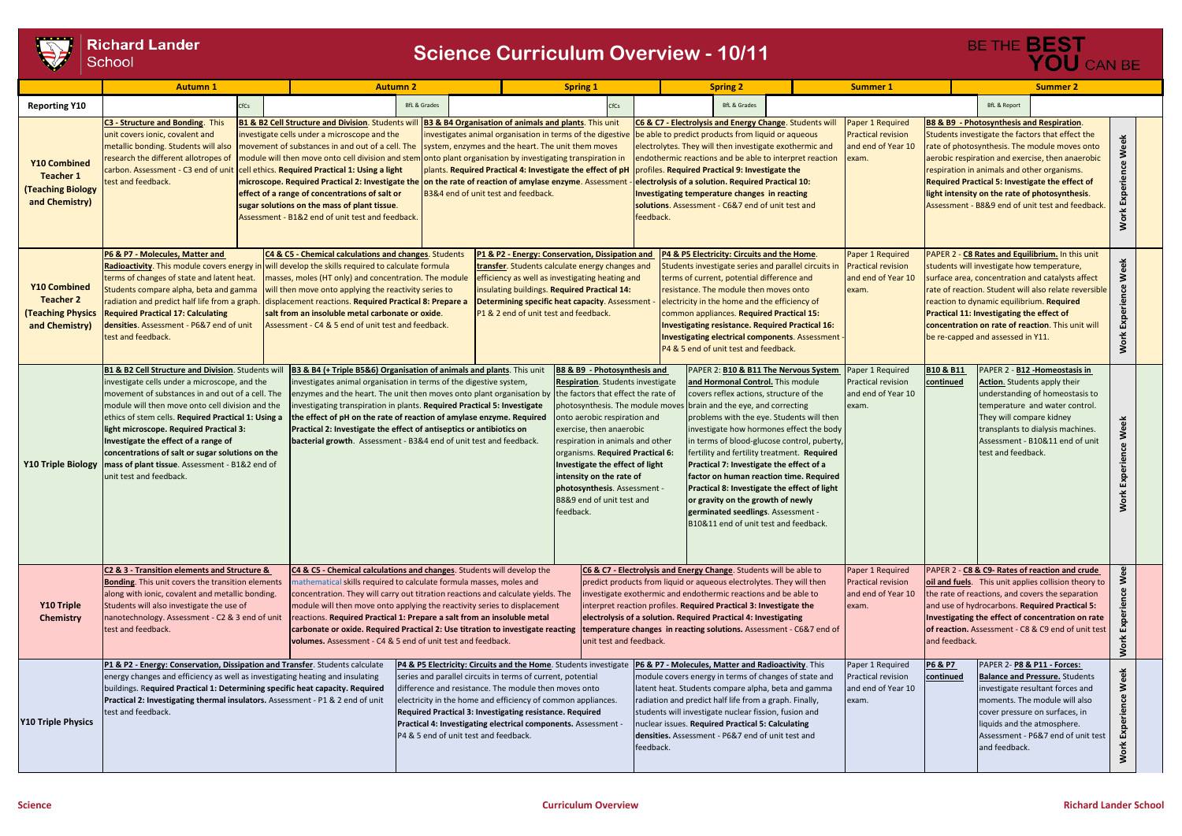# Science Curriculum Overview - 10/11

Richard Lander School — BE THE BEST YOU CAN BE

| | Autumn 1 | Autumn 2 | Spring 1 | Spring 2 | Summer 1 | Summer 2 | |
|---|---|---|---|---|---|---|---|
| **Reporting Y10** | CFCs | BfL & Grades | CFCs | BfL & Grades | | BfL & Report | |
| **Y10 Combined Teacher 1 (Teaching Biology and Chemistry)** | **C3 - Structure and Bonding**. This unit covers ionic, covalent and metallic bonding. Students will also research the different allotropes of carbon. Assessment - C3 end of unit test and feedback. | **B1 & B2 Cell Structure and Division**. Students will investigate cells under a microscope and the movement of substances in and out of a cell. The module will then move onto cell division and stem cell ethics. **Required Practical 1: Using a light microscope. Required Practical 2: Investigate the effect of a range of concentrations of salt or sugar solutions on the mass of plant tissue**. Assessment - B1&2 end of unit test and feedback. **B3 & B4 Organisation of animals and plants**. This unit investigates animal organisation in terms of the digestive system, enzymes and the heart. The unit then moves onto plant organisation by investigating transpiration in plants. **Required Practical 4: Investigate the effect of pH on the rate of reaction of amylase enzyme**. Assessment - B3&4 end of unit test and feedback. | | **C6 & C7 - Electrolysis and Energy Change**. Students will be able to predict products from liquid or aqueous electrolytes. They will then investigate exothermic and endothermic reactions and be able to interpret reaction profiles. **Required Practical 9: Investigate the electrolysis of a solution. Required Practical 10: Investigating temperature changes in reacting solutions**. Assessment - C6&7 end of unit test and feedback. | Paper 1 Required Practical revision and end of Year 10 exam. | **B8 & B9 - Photosynthesis and Respiration**. Students investigate the factors that effect the rate of photosynthesis. The module moves onto aerobic respiration and exercise, then anaerobic respiration in animals and other organisms. **Required Practical 5: Investigate the effect of light intensity on the rate of photosynthesis**. Assessment - B8&9 end of unit test and feedback. | Work Experience Week |
| **Y10 Combined Teacher 2 (Teaching Physics and Chemistry)** | **P6 & P7 - Molecules, Matter and Radioactivity**. This module covers energy in terms of changes of state and latent heat. Students compare alpha, beta and gamma radiation and predict half life from a graph. **Required Practical 17: Calculating densities**. Assessment - P6&7 end of unit test and feedback. | **C4 & C5 - Chemical calculations and changes**. Students will develop the skills required to calculate formula masses, moles (HT only) and concentration. The module will then move onto applying the reactivity series to displacement reactions. **Required Practical 8: Prepare a salt from an insoluble metal carbonate or oxide**. Assessment - C4 & 5 end of unit test and feedback. | **P1 & P2 - Energy: Conservation, Dissipation and transfer**. Students calculate energy changes and efficiency as well as investigating heating and insulating buildings. **Required Practical 14: Determining specific heat capacity**. Assessment - P1 & 2 end of unit test and feedback. | **P4 & P5 Electricity: Circuits and the Home**. Students investigate series and parallel circuits in terms of current, potential difference and resistance. The module then moves onto electricity in the home and the efficiency of common appliances. **Required Practical 15: Investigating resistance. Required Practical 16: Investigating electrical components**. Assessment - P4 & 5 end of unit test and feedback. | Paper 1 Required Practical revision and end of Year 10 exam. | PAPER 2 - **C8 Rates and Equilibrium.** In this unit students will investigate how temperature, surface area, concentration and catalysts affect rate of reaction. Student will also relate reversible reaction to dynamic equilibrium. **Required Practical 11: Investigating the effect of concentration on rate of reaction**. This unit will be re-capped and assessed in Y11. | Work Experience Week |
| **Y10 Triple Biology** | **B1 & B2 Cell Structure and Division**. Students will investigate cells under a microscope, and the movement of substances in and out of a cell. The module will then move onto cell division and the ethics of stem cells. **Required Practical 1: Using a light microscope. Required Practical 3: Investigate the effect of a range of concentrations of salt or sugar solutions on the mass of plant tissue**. Assessment - B1&2 end of unit test and feedback. | **B3 & B4 (+ Triple B5&6) Organisation of animals and plants**. This unit investigates animal organisation in terms of the digestive system, enzymes and the heart. The unit then moves onto plant organisation by investigating transpiration in plants. **Required Practical 5: Investigate the effect of pH on the rate of reaction of amylase enzyme. Required Practical 2: Investigate the effect of antiseptics or antibiotics on bacterial growth**. Assessment - B3&4 end of unit test and feedback. | **B8 & B9 - Photosynthesis and Respiration**. Students investigate the factors that effect the rate of photosynthesis. The module moves onto aerobic respiration and exercise, then anaerobic respiration in animals and other organisms. **Required Practical 6: Investigate the effect of light intensity on the rate of photosynthesis**. Assessment - B8&9 end of unit test and feedback. | PAPER 2: **B10 & B11 The Nervous System and Hormonal Control.** This module covers reflex actions, structure of the brain and the eye, and correcting problems with the eye. Students will then investigate how hormones effect the body in terms of blood-glucose control, puberty, fertility and fertility treatment. **Required Practical 7: Investigate the effect of a factor on human reaction time. Required Practical 8: Investigate the effect of light or gravity on the growth of newly germinated seedlings**. Assessment - B10&11 end of unit test and feedback. | Paper 1 Required Practical revision and end of Year 10 exam. | **B10 & B11 continued** PAPER 2 - **B12 -Homeostasis in Action.** Students apply their understanding of homeostasis to temperature and water control. They will compare kidney transplants to dialysis machines. Assessment - B10&11 end of unit test and feedback. | Work Experience Week |
| **Y10 Triple Chemistry** | **C2 & 3 - Transition elements and Structure & Bonding**. This unit covers the transition elements along with ionic, covalent and metallic bonding. Students will also investigate the use of nanotechnology. Assessment - C2 & 3 end of unit test and feedback. | **C4 & C5 - Chemical calculations and changes**. Students will develop the mathematical skills required to calculate formula masses, moles and concentration. They will carry out titration reactions and calculate yields. The module will then move onto applying the reactivity series to displacement reactions. **Required Practical 1: Prepare a salt from an insoluble metal carbonate or oxide. Required Practical 2: Use titration to investigate reacting volumes.** Assessment - C4 & 5 end of unit test and feedback. | | **C6 & C7 - Electrolysis and Energy Change**. Students will be able to predict products from liquid or aqueous electrolytes. They will then investigate exothermic and endothermic reactions and be able to interpret reaction profiles. **Required Practical 3: Investigate the electrolysis of a solution. Required Practical 4: Investigating temperature changes in reacting solutions.** Assessment - C6&7 end of unit test and feedback. | Paper 1 Required Practical revision and end of Year 10 exam. | PAPER 2 - **C8 & C9- Rates of reaction and crude oil and fuels**. This unit applies collision theory to the rate of reactions, and covers the separation and use of hydrocarbons. **Required Practical 5: Investigating the effect of concentration on rate of reaction.** Assessment - C8 & C9 end of unit test and feedback. | Work Experience Week |
| **Y10 Triple Physics** | **P1 & P2 - Energy: Conservation, Dissipation and Transfer**. Students calculate energy changes and efficiency as well as investigating heating and insulating buildings. **Required Practical 1: Determining specific heat capacity. Required Practical 2: Investigating thermal insulators.** Assessment - P1 & 2 end of unit test and feedback. | **P4 & P5 Electricity: Circuits and the Home**. Students investigate series and parallel circuits in terms of current, potential difference and resistance. The module then moves onto electricity in the home and efficiency of common appliances. **Required Practical 3: Investigating resistance. Required Practical 4: Investigating electrical components.** Assessment - P4 & 5 end of unit test and feedback. | | **P6 & P7 - Molecules, Matter and Radioactivity**. This module covers energy in terms of changes of state and latent heat. Students compare alpha, beta and gamma radiation and predict half life from a graph. Finally, students will investigate nuclear fission, fusion and nuclear issues. **Required Practical 5: Calculating densities.** Assessment - P6&7 end of unit test and feedback. | Paper 1 Required Practical revision and end of Year 10 exam. | **P6 & P7 continued** PAPER 2- **P8 & P11 - Forces: Balance and Pressure.** Students investigate resultant forces and moments. The module will also cover pressure on surfaces, in liquids and the atmosphere. Assessment - P6&7 end of unit test and feedback. | Work Experience Week |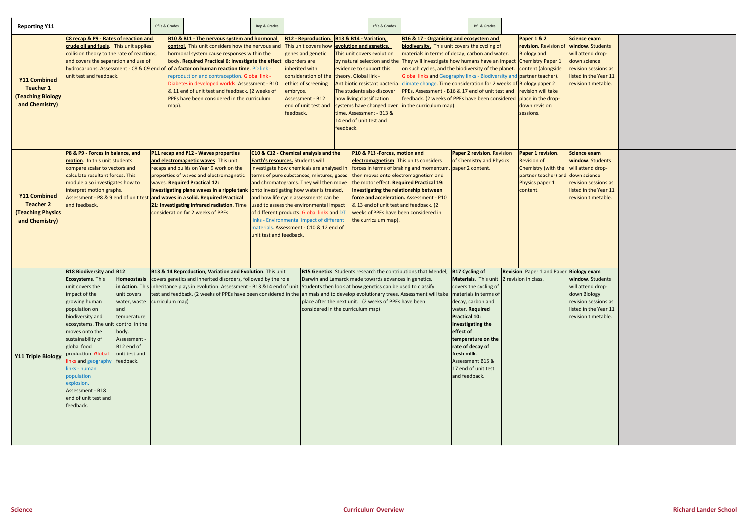| Reporting Y11 | | CfCs & Grades | Rep & Grades | CfCs & Grades | BfL & Grades | | |
|---|---|---|---|---|---|---|---|
| **Y11 Combined Teacher 1 (Teaching Biology and Chemistry)** | **C8 recap & P9 - Rates of reaction and crude oil and fuels**. This unit applies collision theory to the rate of reactions, and covers the separation and use of hydrocarbons. Assessment - C8 & C9 end of unit test and feedback. | **B10 & B11 - The nervous system and hormonal control.** This unit considers how the nervous and hormonal system cause responses within the body. **Required Practical 6: Investigate the effect of a factor on human reaction time**. PD link - reproduction and contraception. Global link - Diabetes in developed worlds. Assessment - B10 & 11 end of unit test and feedback. (2 weeks of PPEs have been considered in the curriculum map). | **B12 - Reproduction.** This unit covers how genes and genetic disorders are inherited with consideration of the ethics of screening embryos. Assessment - B12 end of unit test and feedback. | **B13 & B14 - Variation, evolution and genetics.** This unit covers evolution by natural selection and the evidence to support this theory. Global link - Antibiotic resistant bacteria. The students also discover how living classification systems have changed over time. Assessment - B13 & 14 end of unit test and feedback. | **B16 & 17 - Organising and ecosystem and biodiversity.** This unit covers the cycling of materials in terms of decay, carbon and water. They will investigate how humans have an impact on such cycles, and the biodiversity of the planet. Global links and Geography links - Biodiversity and climate change. Time consideration for 2 weeks of PPEs. Assessment - B16 & 17 end of unit test and feedback. (2 weeks of PPEs have been considered in the curriculum map). | **Paper 1 & 2 revision.** Revision of Biology and Chemistry Paper 1 content (alongside partner teacher). Biology paper 2 revision will take place in the drop-down revision sessions. | **Science exam window.** Students will attend drop-down science revision sessions as listed in the Year 11 revision timetable. |
| **Y11 Combined Teacher 2 (Teaching Physics and Chemistry)** | **P8 & P9 - Forces in balance, and motion**. In this unit students compare scalar to vectors and calculate resultant forces. This module also investigates how to interpret motion graphs. Assessment - P8 & 9 end of unit test and feedback. | **P11 recap and P12 - Waves properties and electromagnetic waves**. This unit recaps and builds on Year 9 work on the properties of waves and electromagnetic waves. **Required Practical 12: Investigating plane waves in a ripple tank and waves in a solid. Required Practical 21: Investigating infrared radiation**. Time consideration for 2 weeks of PPEs | **C10 & C12 - Chemical analysis and the Earth's resources.** Students will investigate how chemicals are analysed in terms of pure substances, mixtures, gases and chromatograms. They will then move onto investigating how water is treated, and how life cycle assessments can be used to assess the environmental impact of different products. Global links and DT links - Environmental impact of different materials. Assessment - C10 & 12 end of unit test and feedback. | **P10 & P13 -Forces, motion and electromagnetism**. This units considers forces in terms of braking and momentum, then moves onto electromagnetism and the motor effect. **Required Practical 19: Investigating the relationship between force and acceleration.** Assessment - P10 & 13 end of unit test and feedback. (2 weeks of PPEs have been considered in the curriculum map). | **Paper 2 revision**. Revision of Chemistry and Physics paper 2 content. | **Paper 1 revision**. Revision of Chemistry (with the partner teacher) and Physics paper 1 content. | **Science exam window**. Students will attend drop-down science revision sessions as listed in the Year 11 revision timetable. |
| **Y11 Triple Biology** | **B18 Biodiversity and Ecosystems**. This unit covers the impact of the growing human population on biodiversity and ecosystems. The unit moves onto the sustainability of global food production. Global links and geography links - human population explosion. Assessment - B18 end of unit test and feedback. | **B12 Homeostasis in Action**. This unit covers water, waste and temperature control in the body. Assessment - B12 end of unit test and feedback. | **B13 & 14 Reproduction, Variation and Evolution**. This unit covers genetics and inherited disorders, followed by the role inheritance plays in evolution. Assessment - B13 &14 end of unit test and feedback. (2 weeks of PPEs have been considered in the curriculum map) | **B15 Genetics**. Students research the contributions that Mendel, Darwin and Lamarck made towards advances in genetics. Students then look at how genetics can be used to classify animals and to develop evolutionary trees. Assessment will take place after the next unit. (2 weeks of PPEs have been considered in the curriculum map) | **B17 Cycling of Materials.** This unit covers the cycling of materials in terms of decay, carbon and water. **Required Practical 10: Investigating the effect of temperature on the rate of decay of fresh milk.** Assessment B15 & 17 end of unit test and feedback. | **Revision**. Paper 1 and Paper 2 revision in class. | **Biology exam window**. Students will attend drop-down Biology revision sessions as listed in the Year 11 revision timetable. |

Science | Curriculum Overview | Richard Lander School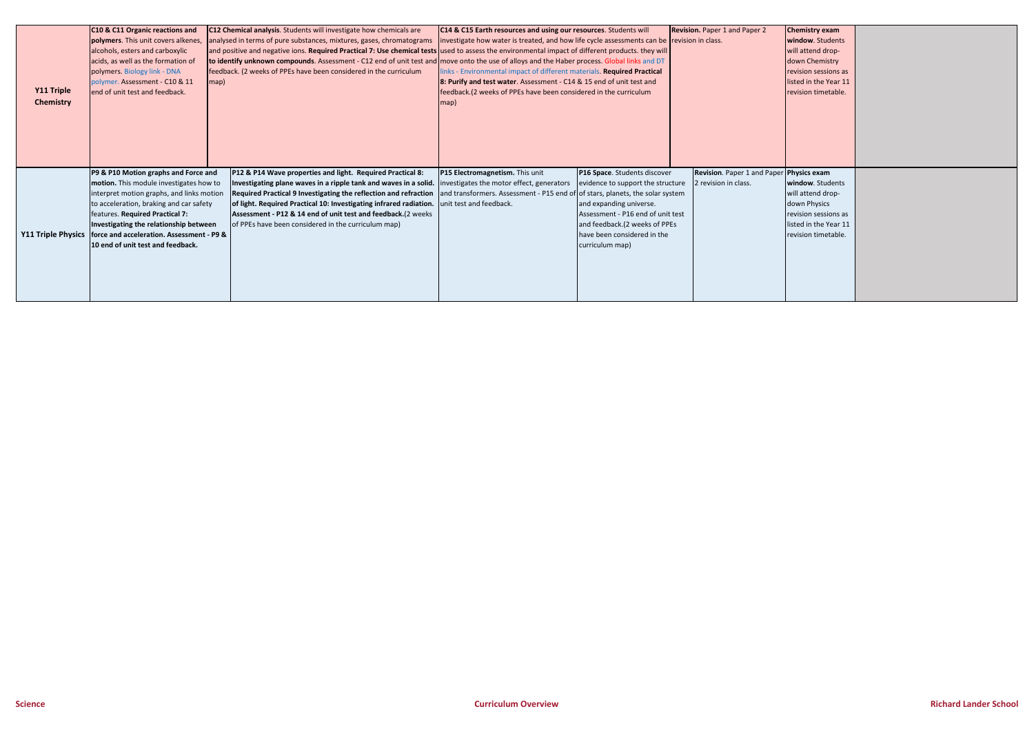| | | | | | | | |
|---|---|---|---|---|---|---|---|
| **Y11 Triple Chemistry** | **C10 & C11 Organic reactions and polymers**. This unit covers alkenes, alcohols, esters and carboxylic acids, as well as the formation of polymers. Biology link - DNA polymer. Assessment - C10 & 11 end of unit test and feedback. | **C12 Chemical analysis**. Students will investigate how chemicals are analysed in terms of pure substances, mixtures, gases, chromatograms and positive and negative ions. **Required Practical 7: Use chemical tests to identify unknown compounds**. Assessment - C12 end of unit test and feedback. (2 weeks of PPEs have been considered in the curriculum map) | | **C14 & C15 Earth resources and using our resources**. Students will investigate how water is treated, and how life cycle assessments can be used to assess the environmental impact of different products. they will move onto the use of alloys and the Haber process. Global links and DT links - Environmental impact of different materials. **Required Practical 8: Purify and test water**. Assessment - C14 & 15 end of unit test and feedback.(2 weeks of PPEs have been considered in the curriculum map) | | **Revision.** Paper 1 and Paper 2 revision in class. | **Chemistry exam window**. Students will attend drop-down Chemistry revision sessions as listed in the Year 11 revision timetable. |
| **Y11 Triple Physics** | **P9 & P10 Motion graphs and Force and motion.** This module investigates how to interpret motion graphs, and links motion to acceleration, braking and car safety features. **Required Practical 7: Investigating the relationship between force and acceleration. Assessment - P9 & 10 end of unit test and feedback.** | | **P12 & P14 Wave properties and light. Required Practical 8: Investigating plane waves in a ripple tank and waves in a solid. Required Practical 9 Investigating the reflection and refraction of light. Required Practical 10: Investigating infrared radiation. Assessment - P12 & 14 end of unit test and feedback.**(2 weeks of PPEs have been considered in the curriculum map) | **P15 Electromagnetism.** This unit investigates the motor effect, generators and transformers. Assessment - P15 end of unit test and feedback. | **P16 Space**. Students discover evidence to support the structure of stars, planets, the solar system and expanding universe. Assessment - P16 end of unit test and feedback.(2 weeks of PPEs have been considered in the curriculum map) | **Revision**. Paper 1 and Paper 2 revision in class. | **Physics exam window**. Students will attend drop-down Physics revision sessions as listed in the Year 11 revision timetable. |

**Science** | **Curriculum Overview** | **Richard Lander School**